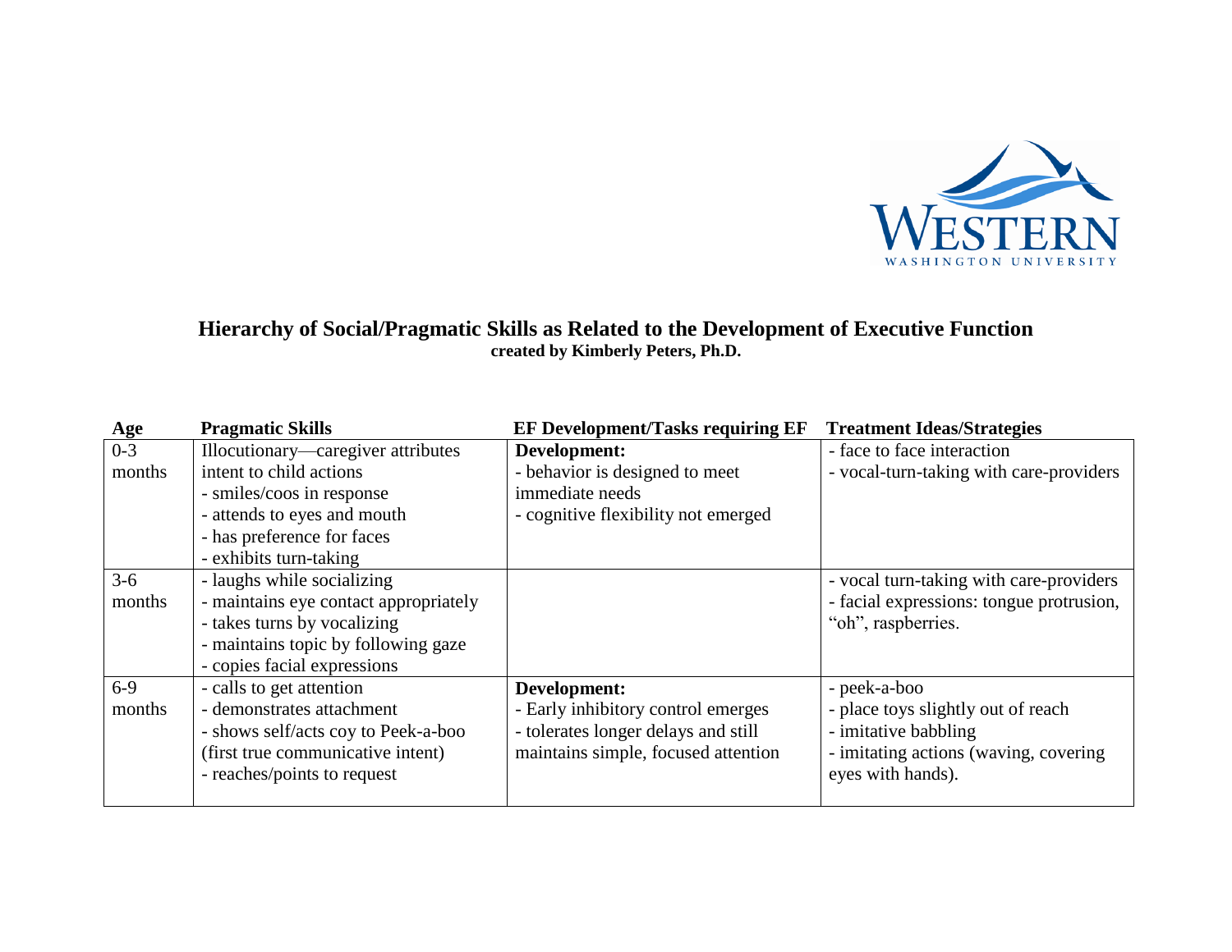# Hierarchy of Social/Pragmatic Skills as Related to the Development of Executive Function

**created by Kimberly Peters, Ph.D.**

| Age | Pragmatic Skills | EF Development/Tasks requiring EF | Treatment Ideas/Strategies |
|---|---|---|---|
| 0-3 months | Illocutionary—caregiver attributes intent to child actions<br>- smiles/coos in response<br>- attends to eyes and mouth<br>- has preference for faces<br>- exhibits turn-taking | **Development:**<br>- behavior is designed to meet immediate needs<br>- cognitive flexibility not emerged | - face to face interaction<br>- vocal-turn-taking with care-providers |
| 3-6 months | - laughs while socializing<br>- maintains eye contact appropriately<br>- takes turns by vocalizing<br>- maintains topic by following gaze<br>- copies facial expressions | | - vocal turn-taking with care-providers<br>- facial expressions: tongue protrusion, "oh", raspberries. |
| 6-9 months | - calls to get attention<br>- demonstrates attachment<br>- shows self/acts coy to Peek-a-boo (first true communicative intent)<br>- reaches/points to request | **Development:**<br>- Early inhibitory control emerges<br>- tolerates longer delays and still maintains simple, focused attention | - peek-a-boo<br>- place toys slightly out of reach<br>- imitative babbling<br>- imitating actions (waving, covering eyes with hands). |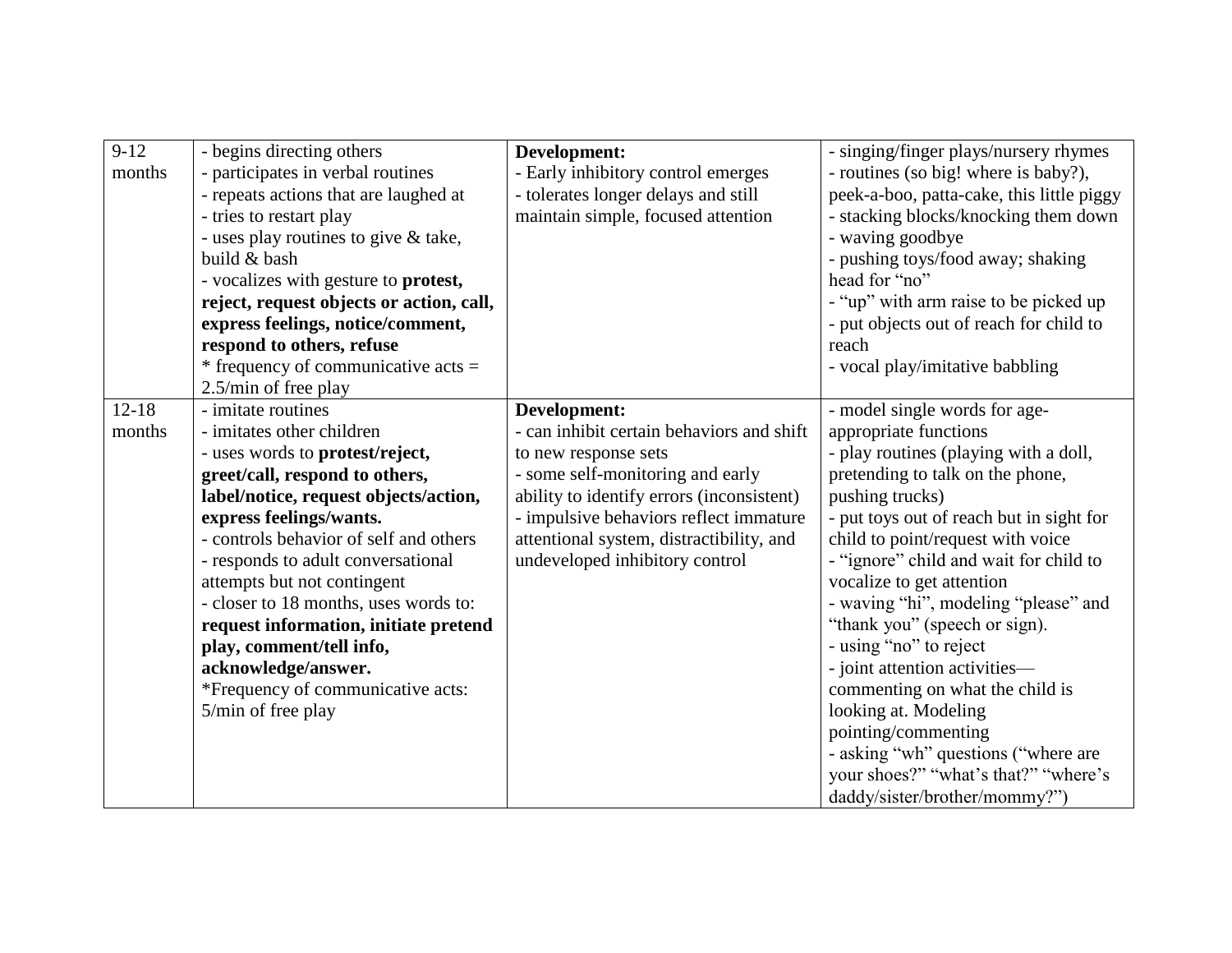| 9-12 months | - begins directing others<br>- participates in verbal routines<br>- repeats actions that are laughed at<br>- tries to restart play<br>- uses play routines to give & take, build & bash<br>- vocalizes with gesture to **protest, reject, request objects or action, call, express feelings, notice/comment, respond to others, refuse**<br>* frequency of communicative acts = 2.5/min of free play | **Development:**<br>- Early inhibitory control emerges<br>- tolerates longer delays and still maintain simple, focused attention | - singing/finger plays/nursery rhymes<br>- routines (so big! where is baby?), peek-a-boo, patta-cake, this little piggy<br>- stacking blocks/knocking them down<br>- waving goodbye<br>- pushing toys/food away; shaking head for "no"<br>- "up" with arm raise to be picked up<br>- put objects out of reach for child to reach<br>- vocal play/imitative babbling |
|---|---|---|---|
| 12-18 months | - imitate routines<br>- imitates other children<br>- uses words to **protest/reject, greet/call, respond to others, label/notice, request objects/action, express feelings/wants.**<br>- controls behavior of self and others<br>- responds to adult conversational attempts but not contingent<br>- closer to 18 months, uses words to: **request information, initiate pretend play, comment/tell info, acknowledge/answer.**<br>*Frequency of communicative acts: 5/min of free play | **Development:**<br>- can inhibit certain behaviors and shift to new response sets<br>- some self-monitoring and early ability to identify errors (inconsistent)<br>- impulsive behaviors reflect immature attentional system, distractibility, and undeveloped inhibitory control | - model single words for age-appropriate functions<br>- play routines (playing with a doll, pretending to talk on the phone, pushing trucks)<br>- put toys out of reach but in sight for child to point/request with voice<br>- "ignore" child and wait for child to vocalize to get attention<br>- waving "hi", modeling "please" and "thank you" (speech or sign).<br>- using "no" to reject<br>- joint attention activities—commenting on what the child is looking at. Modeling pointing/commenting<br>- asking "wh" questions ("where are your shoes?" "what's that?" "where's daddy/sister/brother/mommy?") |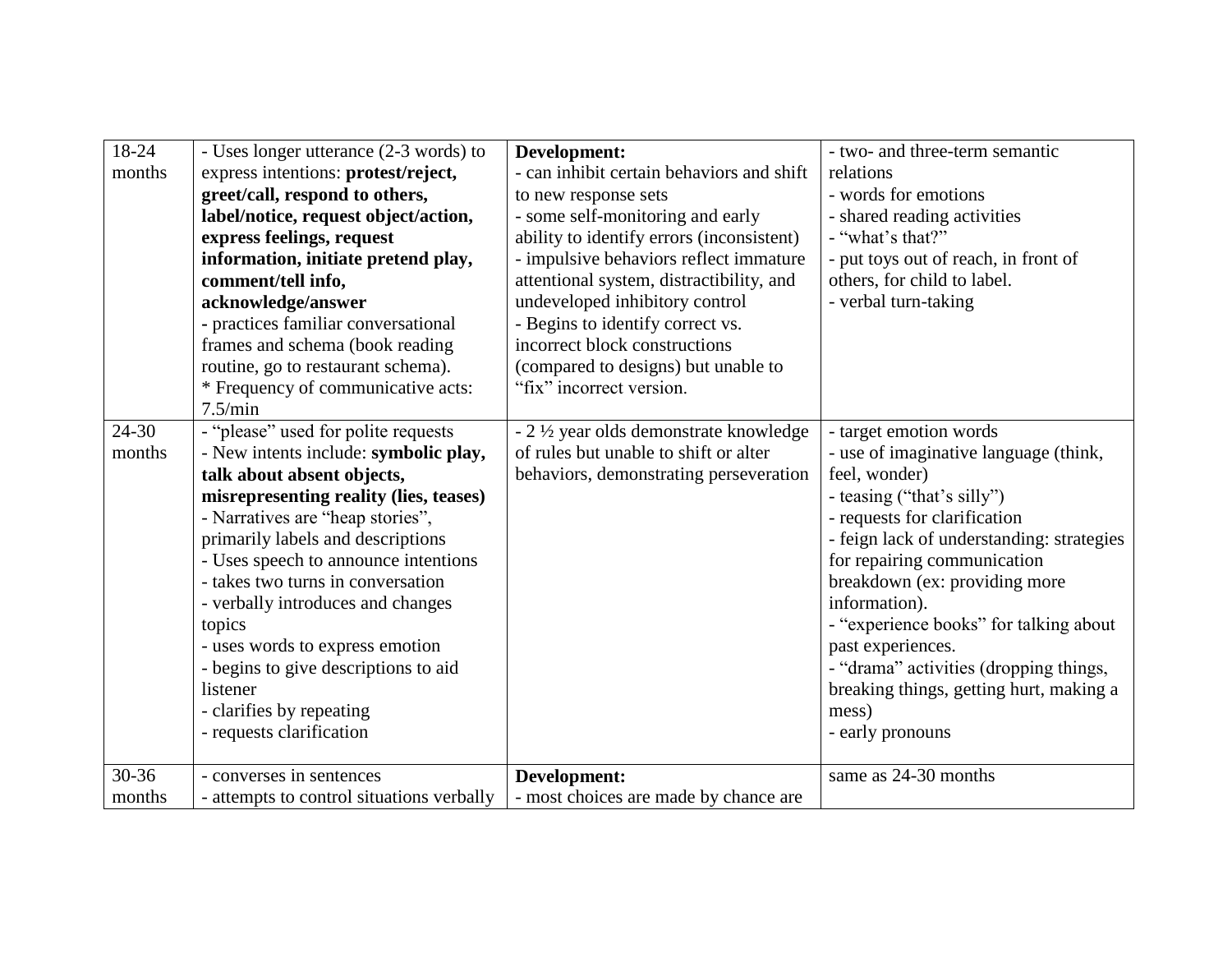| 18-24 months | - Uses longer utterance (2-3 words) to express intentions: **protest/reject, greet/call, respond to others, label/notice, request object/action, express feelings, request information, initiate pretend play, comment/tell info, acknowledge/answer**<br>- practices familiar conversational frames and schema (book reading routine, go to restaurant schema).<br>* Frequency of communicative acts: 7.5/min | **Development:**<br>- can inhibit certain behaviors and shift to new response sets<br>- some self-monitoring and early ability to identify errors (inconsistent)<br>- impulsive behaviors reflect immature attentional system, distractibility, and undeveloped inhibitory control<br>- Begins to identify correct vs. incorrect block constructions (compared to designs) but unable to "fix" incorrect version. | - two- and three-term semantic relations<br>- words for emotions<br>- shared reading activities<br>- "what's that?"<br>- put toys out of reach, in front of others, for child to label.<br>- verbal turn-taking |
|---|---|---|---|
| 24-30 months | - "please" used for polite requests<br>- New intents include: **symbolic play, talk about absent objects, misrepresenting reality (lies, teases)**<br>- Narratives are "heap stories", primarily labels and descriptions<br>- Uses speech to announce intentions<br>- takes two turns in conversation<br>- verbally introduces and changes topics<br>- uses words to express emotion<br>- begins to give descriptions to aid listener<br>- clarifies by repeating<br>- requests clarification | - 2 ½ year olds demonstrate knowledge of rules but unable to shift or alter behaviors, demonstrating perseveration | - target emotion words<br>- use of imaginative language (think, feel, wonder)<br>- teasing ("that's silly")<br>- requests for clarification<br>- feign lack of understanding: strategies for repairing communication breakdown (ex: providing more information).<br>- "experience books" for talking about past experiences.<br>- "drama" activities (dropping things, breaking things, getting hurt, making a mess)<br>- early pronouns |
| 30-36 months | - converses in sentences<br>- attempts to control situations verbally | **Development:**<br>- most choices are made by chance are | same as 24-30 months |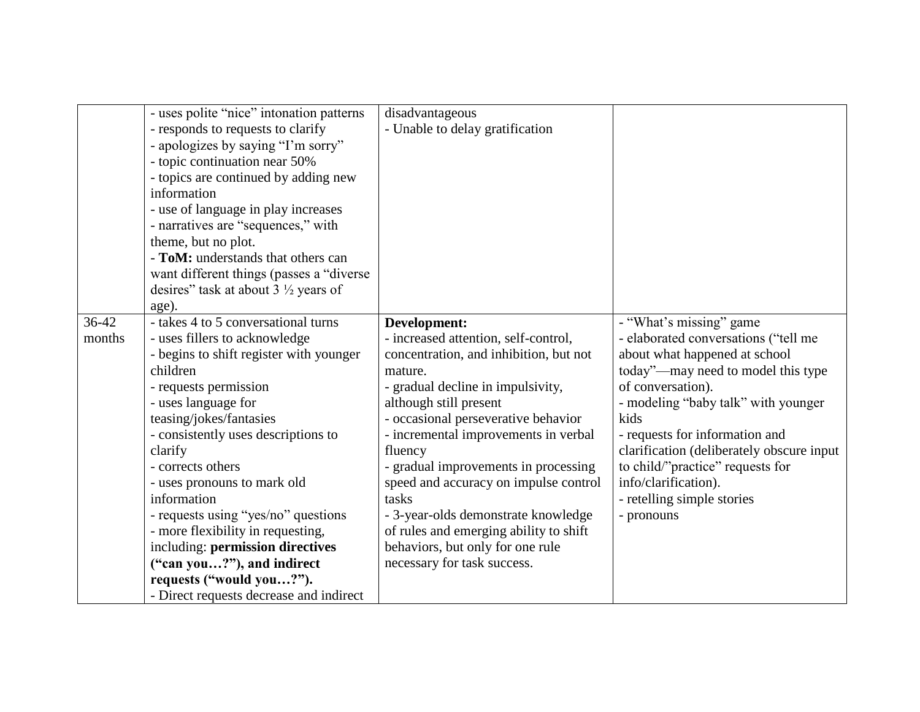| | | | |
|---|---|---|---|
| | - uses polite "nice" intonation patterns<br>- responds to requests to clarify<br>- apologizes by saying "I'm sorry"<br>- topic continuation near 50%<br>- topics are continued by adding new information<br>- use of language in play increases<br>- narratives are "sequences," with theme, but no plot.<br>- **ToM:** understands that others can want different things (passes a "diverse desires" task at about 3 ½ years of age). | disadvantageous<br>- Unable to delay gratification | |
| 36-42 months | - takes 4 to 5 conversational turns<br>- uses fillers to acknowledge<br>- begins to shift register with younger children<br>- requests permission<br>- uses language for teasing/jokes/fantasies<br>- consistently uses descriptions to clarify<br>- corrects others<br>- uses pronouns to mark old information<br>- requests using "yes/no" questions<br>- more flexibility in requesting, including: **permission directives ("can you…?"), and indirect requests ("would you…?").**<br>- Direct requests decrease and indirect | **Development:**<br>- increased attention, self-control, concentration, and inhibition, but not mature.<br>- gradual decline in impulsivity, although still present<br>- occasional perseverative behavior<br>- incremental improvements in verbal fluency<br>- gradual improvements in processing speed and accuracy on impulse control tasks<br>- 3-year-olds demonstrate knowledge of rules and emerging ability to shift behaviors, but only for one rule necessary for task success. | - "What's missing" game<br>- elaborated conversations ("tell me about what happened at school today"—may need to model this type of conversation).<br>- modeling "baby talk" with younger kids<br>- requests for information and clarification (deliberately obscure input to child/"practice" requests for info/clarification).<br>- retelling simple stories<br>- pronouns |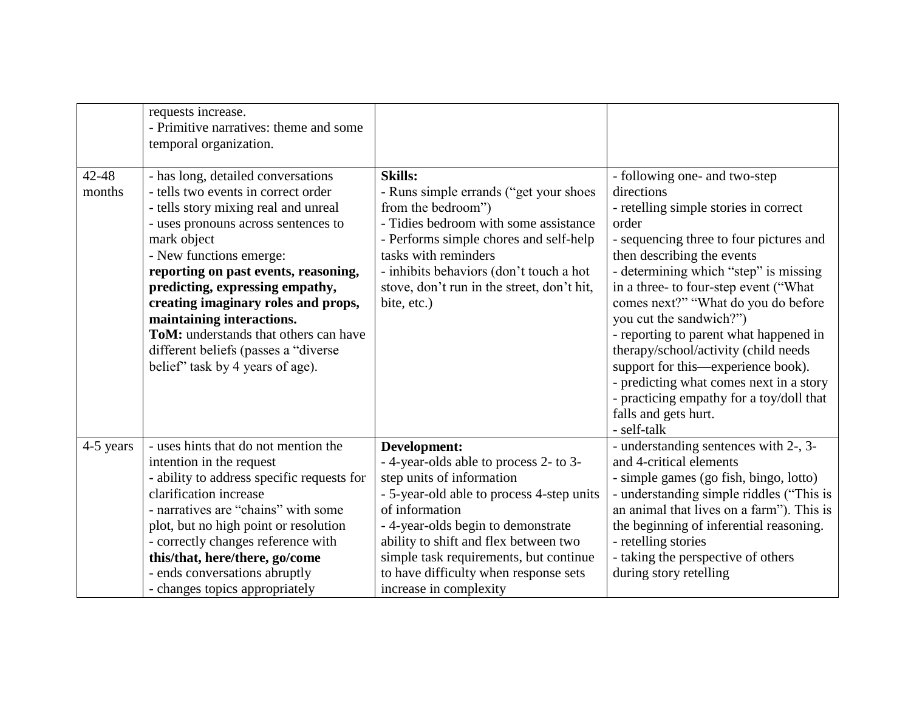| | | | |
|---|---|---|---|
| | requests increase.<br>- Primitive narratives: theme and some temporal organization. | | |
| 42-48 months | - has long, detailed conversations<br>- tells two events in correct order<br>- tells story mixing real and unreal<br>- uses pronouns across sentences to mark object<br>- New functions emerge: **reporting on past events, reasoning, predicting, expressing empathy, creating imaginary roles and props, maintaining interactions.**<br>**ToM:** understands that others can have different beliefs (passes a "diverse belief" task by 4 years of age). | **Skills:**<br>- Runs simple errands ("get your shoes from the bedroom")<br>- Tidies bedroom with some assistance<br>- Performs simple chores and self-help tasks with reminders<br>- inhibits behaviors (don't touch a hot stove, don't run in the street, don't hit, bite, etc.) | - following one- and two-step directions<br>- retelling simple stories in correct order<br>- sequencing three to four pictures and then describing the events<br>- determining which "step" is missing in a three- to four-step event ("What comes next?" "What do you do before you cut the sandwich?")<br>- reporting to parent what happened in therapy/school/activity (child needs support for this—experience book).<br>- predicting what comes next in a story<br>- practicing empathy for a toy/doll that falls and gets hurt.<br>- self-talk |
| 4-5 years | - uses hints that do not mention the intention in the request<br>- ability to address specific requests for clarification increase<br>- narratives are "chains" with some plot, but no high point or resolution<br>- correctly changes reference with **this/that, here/there, go/come**<br>- ends conversations abruptly<br>- changes topics appropriately | **Development:**<br>- 4-year-olds able to process 2- to 3-step units of information<br>- 5-year-old able to process 4-step units of information<br>- 4-year-olds begin to demonstrate ability to shift and flex between two simple task requirements, but continue to have difficulty when response sets increase in complexity | - understanding sentences with 2-, 3- and 4-critical elements<br>- simple games (go fish, bingo, lotto)<br>- understanding simple riddles ("This is an animal that lives on a farm"). This is the beginning of inferential reasoning.<br>- retelling stories<br>- taking the perspective of others during story retelling |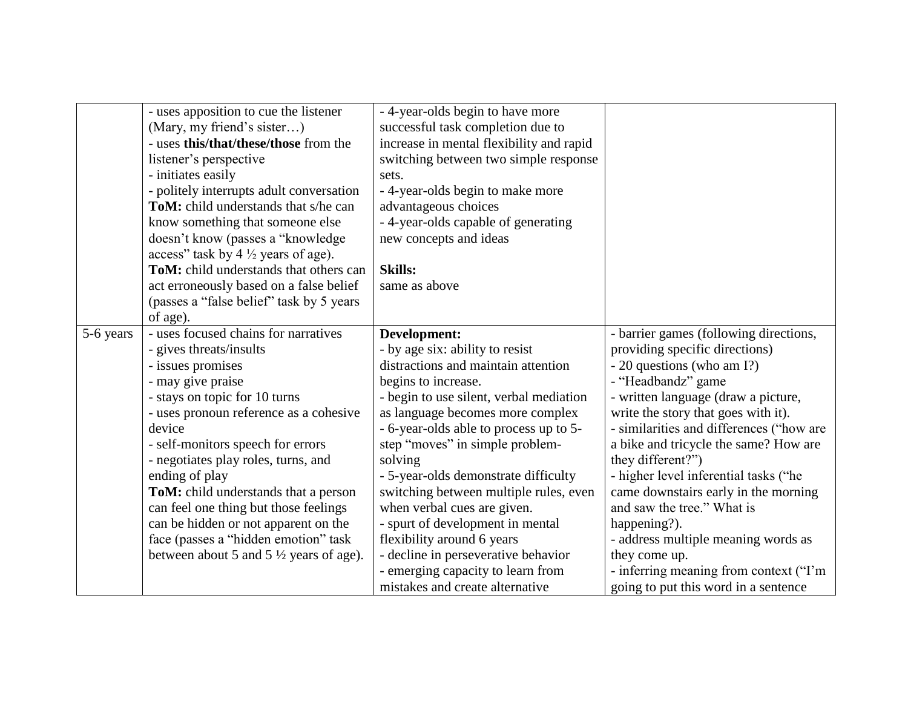| | | | |
|---|---|---|---|
| | - uses apposition to cue the listener (Mary, my friend's sister…)<br>- uses **this/that/these/those** from the listener's perspective<br>- initiates easily<br>- politely interrupts adult conversation<br>**ToM:** child understands that s/he can know something that someone else doesn't know (passes a "knowledge access" task by 4 ½ years of age).<br>**ToM:** child understands that others can act erroneously based on a false belief (passes a "false belief" task by 5 years of age). | - 4-year-olds begin to have more successful task completion due to increase in mental flexibility and rapid switching between two simple response sets.<br>- 4-year-olds begin to make more advantageous choices<br>- 4-year-olds capable of generating new concepts and ideas<br><br>**Skills:**<br>same as above | |
| 5-6 years | - uses focused chains for narratives<br>- gives threats/insults<br>- issues promises<br>- may give praise<br>- stays on topic for 10 turns<br>- uses pronoun reference as a cohesive device<br>- self-monitors speech for errors<br>- negotiates play roles, turns, and ending of play<br>**ToM:** child understands that a person can feel one thing but those feelings can be hidden or not apparent on the face (passes a "hidden emotion" task between about 5 and 5 ½ years of age). | **Development:**<br>- by age six: ability to resist distractions and maintain attention begins to increase.<br>- begin to use silent, verbal mediation as language becomes more complex<br>- 6-year-olds able to process up to 5-step "moves" in simple problem-solving<br>- 5-year-olds demonstrate difficulty switching between multiple rules, even when verbal cues are given.<br>- spurt of development in mental flexibility around 6 years<br>- decline in perseverative behavior<br>- emerging capacity to learn from mistakes and create alternative | - barrier games (following directions, providing specific directions)<br>- 20 questions (who am I?)<br>- "Headbandz" game<br>- written language (draw a picture, write the story that goes with it).<br>- similarities and differences ("how are a bike and tricycle the same? How are they different?")<br>- higher level inferential tasks ("he came downstairs early in the morning and saw the tree." What is happening?).<br>- address multiple meaning words as they come up.<br>- inferring meaning from context ("I'm going to put this word in a sentence |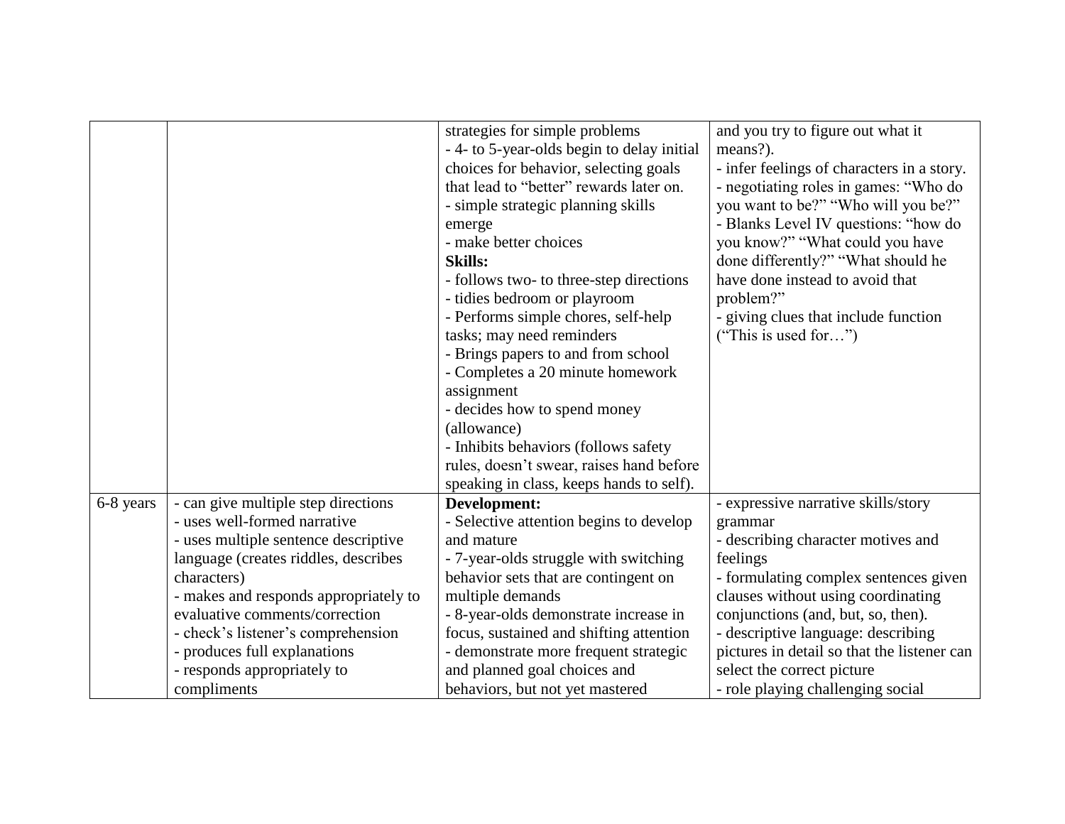| | | | |
|---|---|---|---|
| | | strategies for simple problems<br>- 4- to 5-year-olds begin to delay initial choices for behavior, selecting goals that lead to "better" rewards later on.<br>- simple strategic planning skills emerge<br>- make better choices<br>**Skills:**<br>- follows two- to three-step directions<br>- tidies bedroom or playroom<br>- Performs simple chores, self-help tasks; may need reminders<br>- Brings papers to and from school<br>- Completes a 20 minute homework assignment<br>- decides how to spend money (allowance)<br>- Inhibits behaviors (follows safety rules, doesn't swear, raises hand before speaking in class, keeps hands to self). | and you try to figure out what it means?).<br>- infer feelings of characters in a story.<br>- negotiating roles in games: "Who do you want to be?" "Who will you be?"<br>- Blanks Level IV questions: "how do you know?" "What could you have done differently?" "What should he have done instead to avoid that problem?"<br>- giving clues that include function ("This is used for…") |
| 6-8 years | - can give multiple step directions<br>- uses well-formed narrative<br>- uses multiple sentence descriptive language (creates riddles, describes characters)<br>- makes and responds appropriately to evaluative comments/correction<br>- check's listener's comprehension<br>- produces full explanations<br>- responds appropriately to compliments | **Development:**<br>- Selective attention begins to develop and mature<br>- 7-year-olds struggle with switching behavior sets that are contingent on multiple demands<br>- 8-year-olds demonstrate increase in focus, sustained and shifting attention<br>- demonstrate more frequent strategic and planned goal choices and behaviors, but not yet mastered | - expressive narrative skills/story grammar<br>- describing character motives and feelings<br>- formulating complex sentences given clauses without using coordinating conjunctions (and, but, so, then).<br>- descriptive language: describing pictures in detail so that the listener can select the correct picture<br>- role playing challenging social |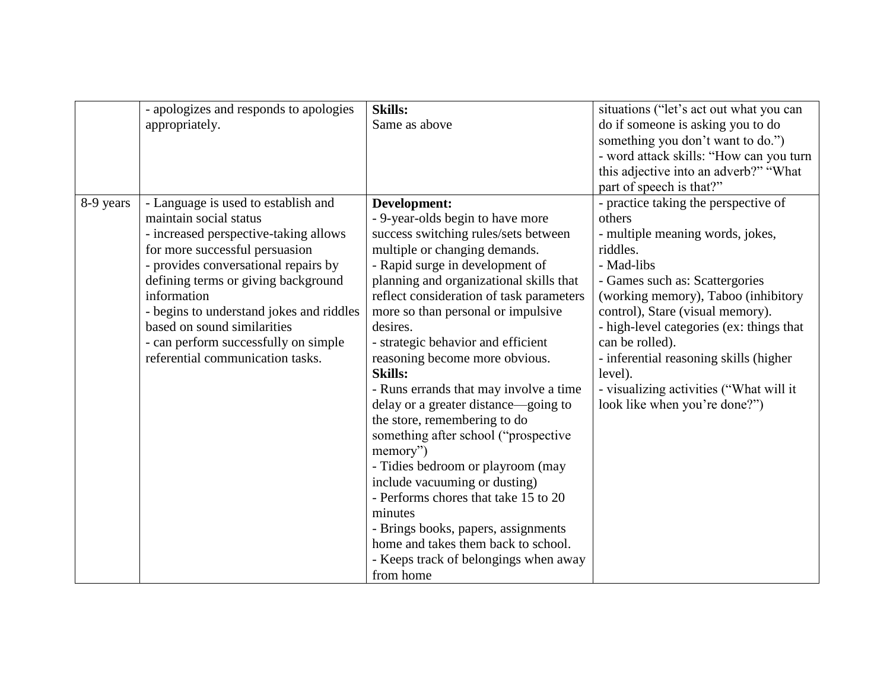| | | | |
|---|---|---|---|
| | - apologizes and responds to apologies appropriately. | **Skills:**<br>Same as above | situations ("let's act out what you can do if someone is asking you to do something you don't want to do.")<br>- word attack skills: "How can you turn this adjective into an adverb?" "What part of speech is that?" |
| 8-9 years | - Language is used to establish and maintain social status<br>- increased perspective-taking allows for more successful persuasion<br>- provides conversational repairs by defining terms or giving background information<br>- begins to understand jokes and riddles based on sound similarities<br>- can perform successfully on simple referential communication tasks. | **Development:**<br>- 9-year-olds begin to have more success switching rules/sets between multiple or changing demands.<br>- Rapid surge in development of planning and organizational skills that reflect consideration of task parameters more so than personal or impulsive desires.<br>- strategic behavior and efficient reasoning become more obvious.<br>**Skills:**<br>- Runs errands that may involve a time delay or a greater distance—going to the store, remembering to do something after school ("prospective memory")<br>- Tidies bedroom or playroom (may include vacuuming or dusting)<br>- Performs chores that take 15 to 20 minutes<br>- Brings books, papers, assignments home and takes them back to school.<br>- Keeps track of belongings when away from home | - practice taking the perspective of others<br>- multiple meaning words, jokes, riddles.<br>- Mad-libs<br>- Games such as: Scattergories (working memory), Taboo (inhibitory control), Stare (visual memory).<br>- high-level categories (ex: things that can be rolled).<br>- inferential reasoning skills (higher level).<br>- visualizing activities ("What will it look like when you're done?") |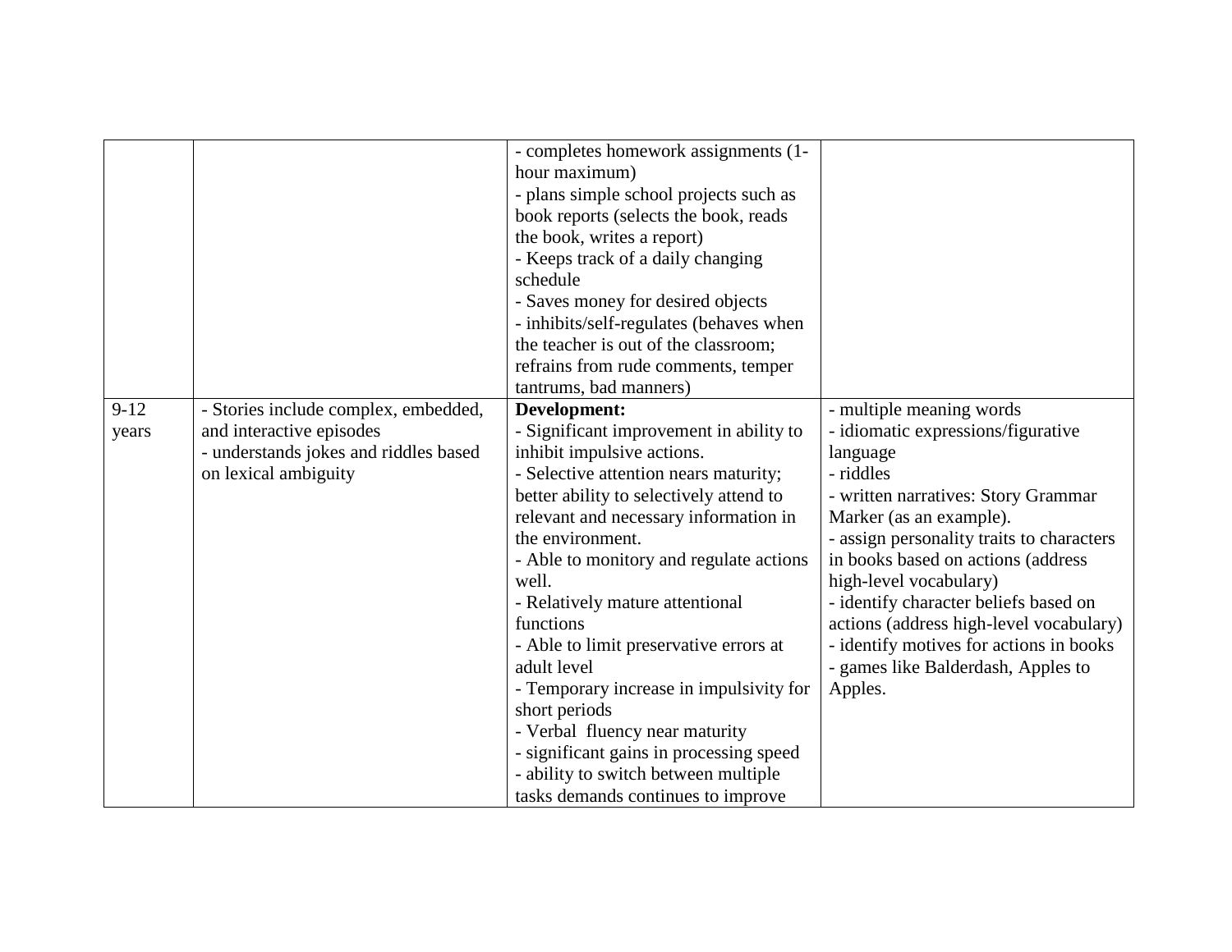| | | | |
|---|---|---|---|
| | | - completes homework assignments (1-hour maximum)<br>- plans simple school projects such as book reports (selects the book, reads the book, writes a report)<br>- Keeps track of a daily changing schedule<br>- Saves money for desired objects<br>- inhibits/self-regulates (behaves when the teacher is out of the classroom; refrains from rude comments, temper tantrums, bad manners) | |
| 9-12 years | - Stories include complex, embedded, and interactive episodes<br>- understands jokes and riddles based on lexical ambiguity | **Development:**<br>- Significant improvement in ability to inhibit impulsive actions.<br>- Selective attention nears maturity; better ability to selectively attend to relevant and necessary information in the environment.<br>- Able to monitory and regulate actions well.<br>- Relatively mature attentional functions<br>- Able to limit preservative errors at adult level<br>- Temporary increase in impulsivity for short periods<br>- Verbal fluency near maturity<br>- significant gains in processing speed<br>- ability to switch between multiple tasks demands continues to improve | - multiple meaning words<br>- idiomatic expressions/figurative language<br>- riddles<br>- written narratives: Story Grammar Marker (as an example).<br>- assign personality traits to characters in books based on actions (address high-level vocabulary)<br>- identify character beliefs based on actions (address high-level vocabulary)<br>- identify motives for actions in books<br>- games like Balderdash, Apples to Apples. |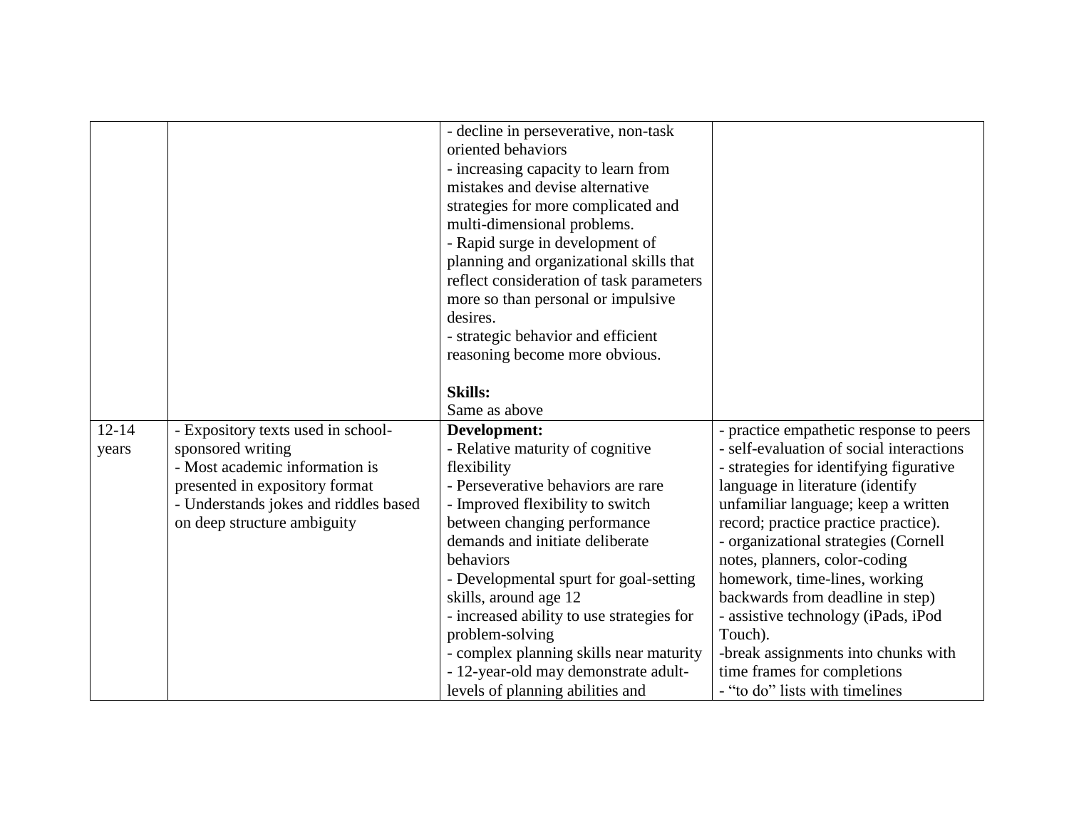| | | | |
|---|---|---|---|
| | | - decline in perseverative, non-task oriented behaviors<br>- increasing capacity to learn from mistakes and devise alternative strategies for more complicated and multi-dimensional problems.<br>- Rapid surge in development of planning and organizational skills that reflect consideration of task parameters more so than personal or impulsive desires.<br>- strategic behavior and efficient reasoning become more obvious.<br><br>**Skills:**<br>Same as above | |
| 12-14 years | - Expository texts used in school-sponsored writing<br>- Most academic information is presented in expository format<br>- Understands jokes and riddles based on deep structure ambiguity | **Development:**<br>- Relative maturity of cognitive flexibility<br>- Perseverative behaviors are rare<br>- Improved flexibility to switch between changing performance demands and initiate deliberate behaviors<br>- Developmental spurt for goal-setting skills, around age 12<br>- increased ability to use strategies for problem-solving<br>- complex planning skills near maturity<br>- 12-year-old may demonstrate adult-levels of planning abilities and | - practice empathetic response to peers<br>- self-evaluation of social interactions<br>- strategies for identifying figurative language in literature (identify unfamiliar language; keep a written record; practice practice practice).<br>- organizational strategies (Cornell notes, planners, color-coding homework, time-lines, working backwards from deadline in step)<br>- assistive technology (iPads, iPod Touch).<br>-break assignments into chunks with time frames for completions<br>- "to do" lists with timelines |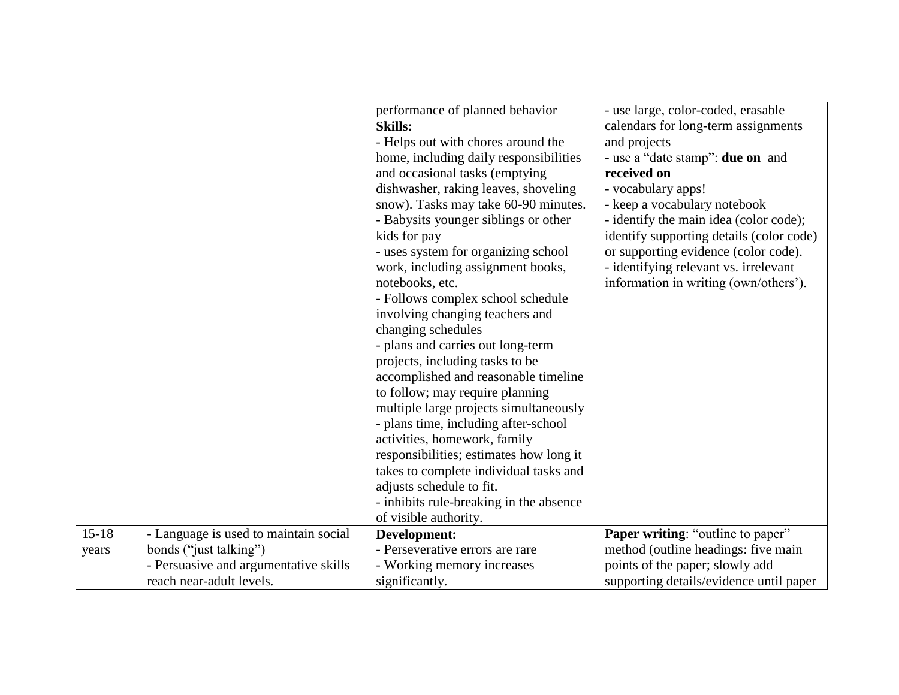| | | | |
|---|---|---|---|
| | | performance of planned behavior<br>**Skills:**<br>- Helps out with chores around the home, including daily responsibilities and occasional tasks (emptying dishwasher, raking leaves, shoveling snow). Tasks may take 60-90 minutes.<br>- Babysits younger siblings or other kids for pay<br>- uses system for organizing school work, including assignment books, notebooks, etc.<br>- Follows complex school schedule involving changing teachers and changing schedules<br>- plans and carries out long-term projects, including tasks to be accomplished and reasonable timeline to follow; may require planning multiple large projects simultaneously<br>- plans time, including after-school activities, homework, family responsibilities; estimates how long it takes to complete individual tasks and adjusts schedule to fit.<br>- inhibits rule-breaking in the absence of visible authority. | - use large, color-coded, erasable calendars for long-term assignments and projects<br>- use a "date stamp": **due on** and **received on**<br>- vocabulary apps!<br>- keep a vocabulary notebook<br>- identify the main idea (color code); identify supporting details (color code) or supporting evidence (color code).<br>- identifying relevant vs. irrelevant information in writing (own/others'). |
| 15-18 years | - Language is used to maintain social bonds ("just talking")<br>- Persuasive and argumentative skills reach near-adult levels. | **Development:**<br>- Perseverative errors are rare<br>- Working memory increases significantly. | **Paper writing**: "outline to paper" method (outline headings: five main points of the paper; slowly add supporting details/evidence until paper |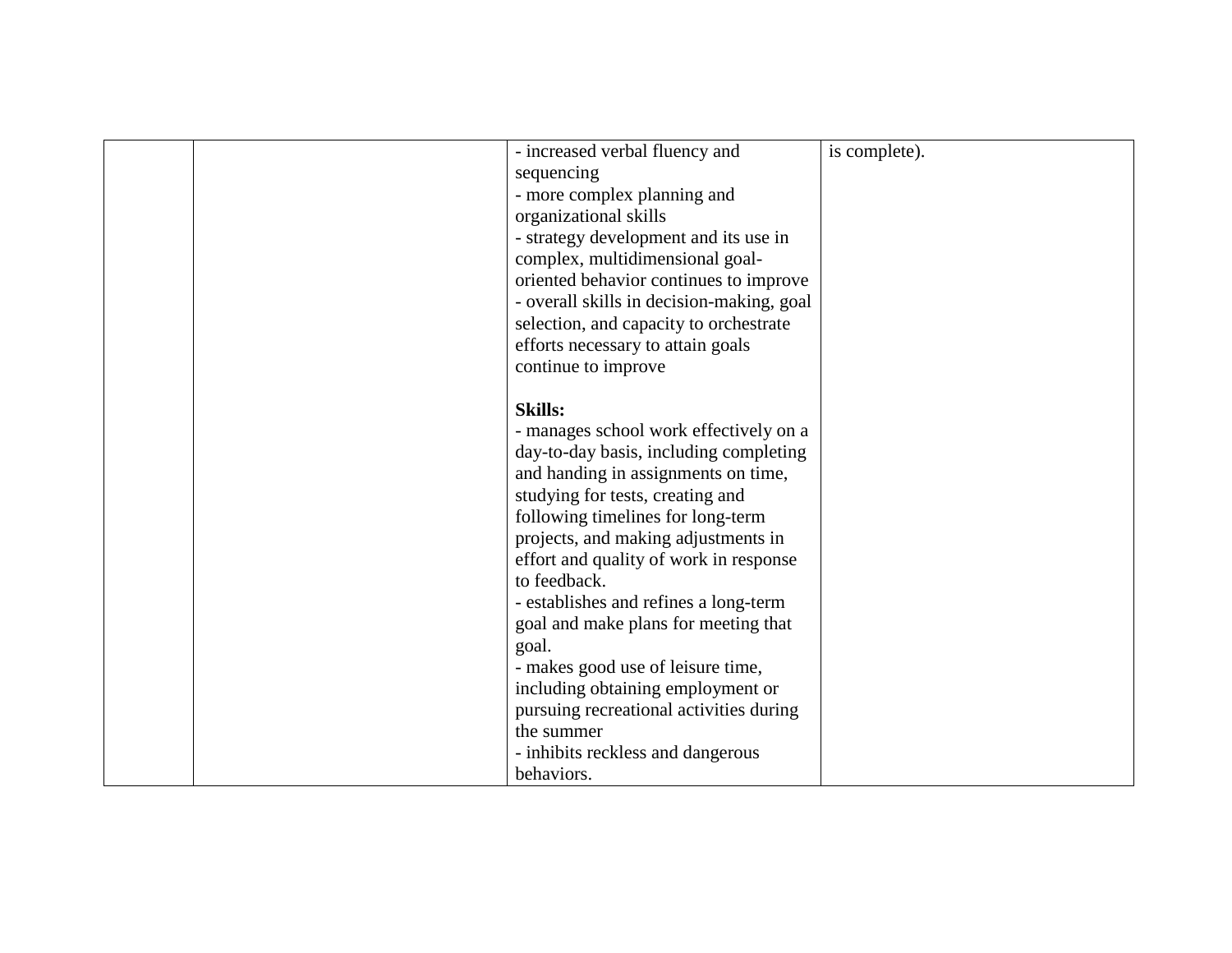| | | | |
|---|---|---|---|
| | | - increased verbal fluency and sequencing<br>- more complex planning and organizational skills<br>- strategy development and its use in complex, multidimensional goal-oriented behavior continues to improve<br>- overall skills in decision-making, goal selection, and capacity to orchestrate efforts necessary to attain goals continue to improve<br><br>**Skills:**<br>- manages school work effectively on a day-to-day basis, including completing and handing in assignments on time, studying for tests, creating and following timelines for long-term projects, and making adjustments in effort and quality of work in response to feedback.<br>- establishes and refines a long-term goal and make plans for meeting that goal.<br>- makes good use of leisure time, including obtaining employment or pursuing recreational activities during the summer<br>- inhibits reckless and dangerous behaviors. | is complete). |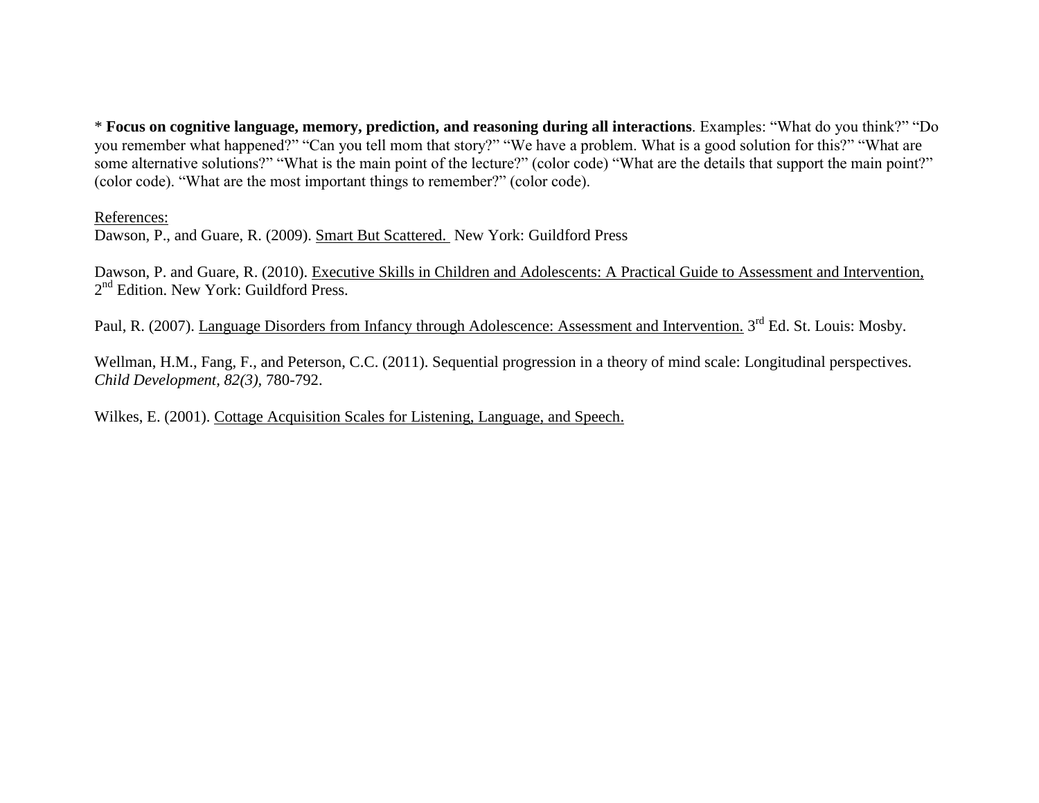* **Focus on cognitive language, memory, prediction, and reasoning during all interactions**. Examples: "What do you think?" "Do you remember what happened?" "Can you tell mom that story?" "We have a problem. What is a good solution for this?" "What are some alternative solutions?" "What is the main point of the lecture?" (color code) "What are the details that support the main point?" (color code). "What are the most important things to remember?" (color code).

References:

Dawson, P., and Guare, R. (2009). Smart But Scattered. New York: Guildford Press

Dawson, P. and Guare, R. (2010). Executive Skills in Children and Adolescents: A Practical Guide to Assessment and Intervention, 2nd Edition. New York: Guildford Press.

Paul, R. (2007). Language Disorders from Infancy through Adolescence: Assessment and Intervention. 3rd Ed. St. Louis: Mosby.

Wellman, H.M., Fang, F., and Peterson, C.C. (2011). Sequential progression in a theory of mind scale: Longitudinal perspectives. *Child Development, 82(3),* 780-792.

Wilkes, E. (2001). Cottage Acquisition Scales for Listening, Language, and Speech.